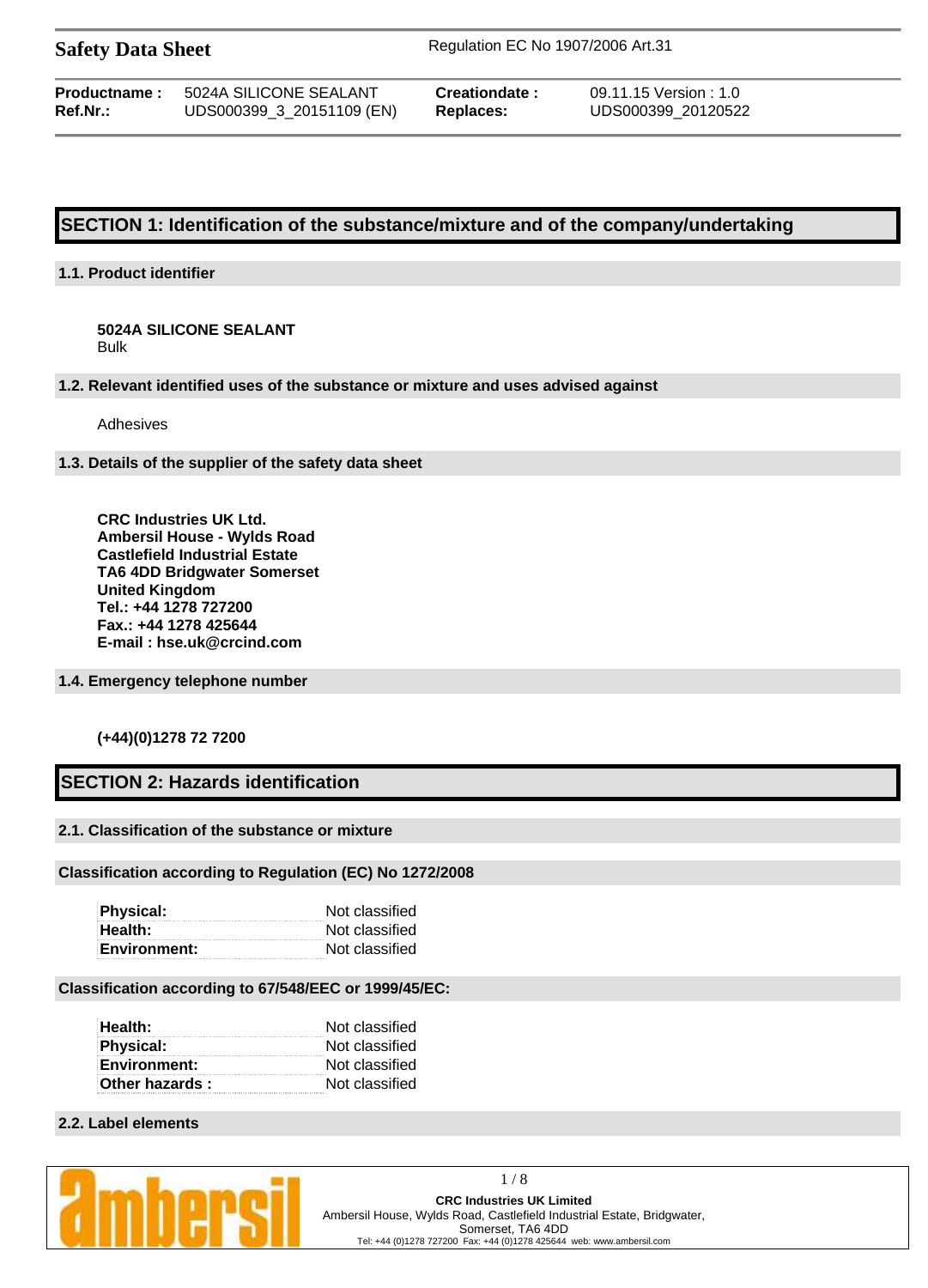**Safety Data Sheet** Regulation EC No 1907/2006 Art.31

| **Productname :** | 5024A SILICONE SEALANT | **Creationdate :** | 09.11.15 Version : 1.0 |
|---|---|---|---|
| **Ref.Nr.:** | UDS000399_3_20151109 (EN) | **Replaces:** | UDS000399_20120522 |

# SECTION 1: Identification of the substance/mixture and of the company/undertaking

### 1.1. Product identifier

**5024A SILICONE SEALANT**
Bulk

### 1.2. Relevant identified uses of the substance or mixture and uses advised against

Adhesives

### 1.3. Details of the supplier of the safety data sheet

**CRC Industries UK Ltd.**
**Ambersil House - Wylds Road**
**Castlefield Industrial Estate**
**TA6 4DD Bridgwater Somerset**
**United Kingdom**
**Tel.: +44 1278 727200**
**Fax.: +44 1278 425644**
**E-mail : hse.uk@crcind.com**

### 1.4. Emergency telephone number

**(+44)(0)1278 72 7200**

# SECTION 2: Hazards identification

### 2.1. Classification of the substance or mixture

### Classification according to Regulation (EC) No 1272/2008

| | |
|---|---|
| **Physical:** | Not classified |
| **Health:** | Not classified |
| **Environment:** | Not classified |

### Classification according to 67/548/EEC or 1999/45/EC:

| | |
|---|---|
| **Health:** | Not classified |
| **Physical:** | Not classified |
| **Environment:** | Not classified |
| **Other hazards :** | Not classified |

### 2.2. Label elements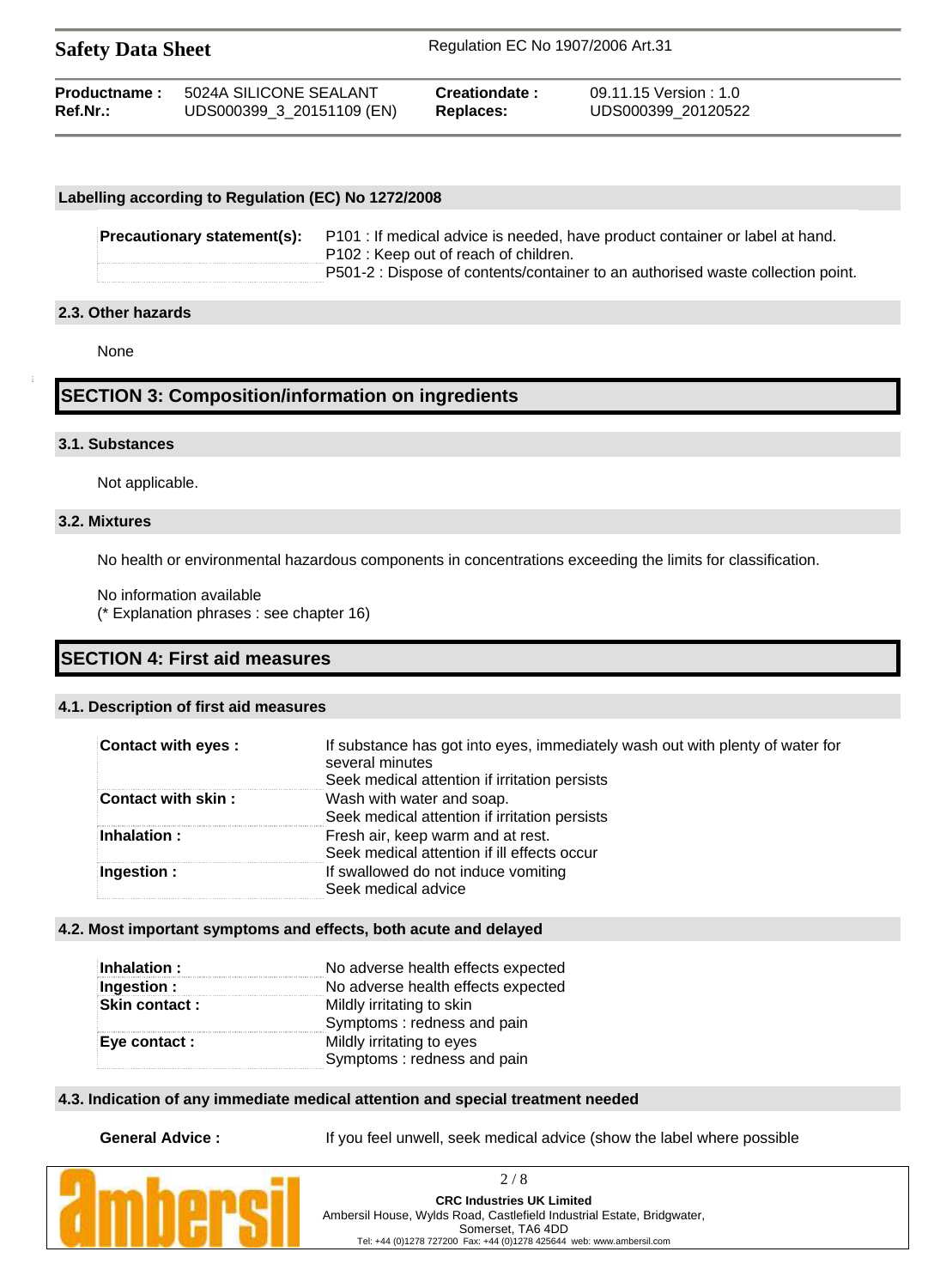### Labelling according to Regulation (EC) No 1272/2008

| | |
|---|---|
| **Precautionary statement(s):** | P101 : If medical advice is needed, have product container or label at hand.<br>P102 : Keep out of reach of children.<br>P501-2 : Dispose of contents/container to an authorised waste collection point. |

### 2.3. Other hazards

None

## SECTION 3: Composition/information on ingredients

### 3.1. Substances

Not applicable.

### 3.2. Mixtures

No health or environmental hazardous components in concentrations exceeding the limits for classification.

No information available
(* Explanation phrases : see chapter 16)

## SECTION 4: First aid measures

### 4.1. Description of first aid measures

| | |
|---|---|
| **Contact with eyes :** | If substance has got into eyes, immediately wash out with plenty of water for several minutes<br>Seek medical attention if irritation persists |
| **Contact with skin :** | Wash with water and soap.<br>Seek medical attention if irritation persists |
| **Inhalation :** | Fresh air, keep warm and at rest.<br>Seek medical attention if ill effects occur |
| **Ingestion :** | If swallowed do not induce vomiting<br>Seek medical advice |

### 4.2. Most important symptoms and effects, both acute and delayed

| | |
|---|---|
| **Inhalation :** | No adverse health effects expected |
| **Ingestion :** | No adverse health effects expected |
| **Skin contact :** | Mildly irritating to skin<br>Symptoms : redness and pain |
| **Eye contact :** | Mildly irritating to eyes<br>Symptoms : redness and pain |

### 4.3. Indication of any immediate medical attention and special treatment needed

**General Advice :** If you feel unwell, seek medical advice (show the label where possible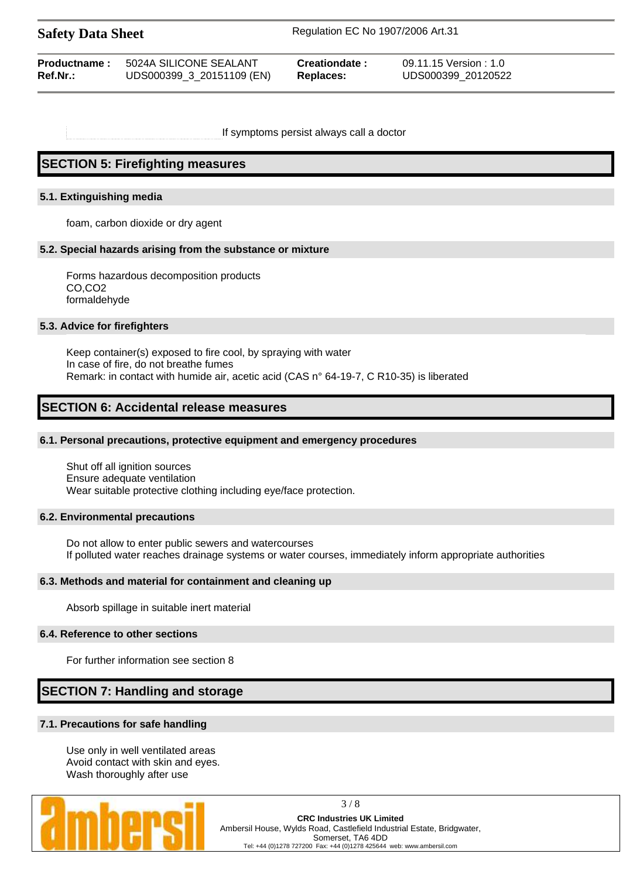If symptoms persist always call a doctor

## SECTION 5: Firefighting measures

### 5.1. Extinguishing media

foam, carbon dioxide or dry agent

### 5.2. Special hazards arising from the substance or mixture

Forms hazardous decomposition products
CO,CO2
formaldehyde

### 5.3. Advice for firefighters

Keep container(s) exposed to fire cool, by spraying with water
In case of fire, do not breathe fumes
Remark: in contact with humide air, acetic acid (CAS n° 64-19-7, C R10-35) is liberated

## SECTION 6: Accidental release measures

### 6.1. Personal precautions, protective equipment and emergency procedures

Shut off all ignition sources
Ensure adequate ventilation
Wear suitable protective clothing including eye/face protection.

### 6.2. Environmental precautions

Do not allow to enter public sewers and watercourses
If polluted water reaches drainage systems or water courses, immediately inform appropriate authorities

### 6.3. Methods and material for containment and cleaning up

Absorb spillage in suitable inert material

### 6.4. Reference to other sections

For further information see section 8

## SECTION 7: Handling and storage

### 7.1. Precautions for safe handling

Use only in well ventilated areas
Avoid contact with skin and eyes.
Wash thoroughly after use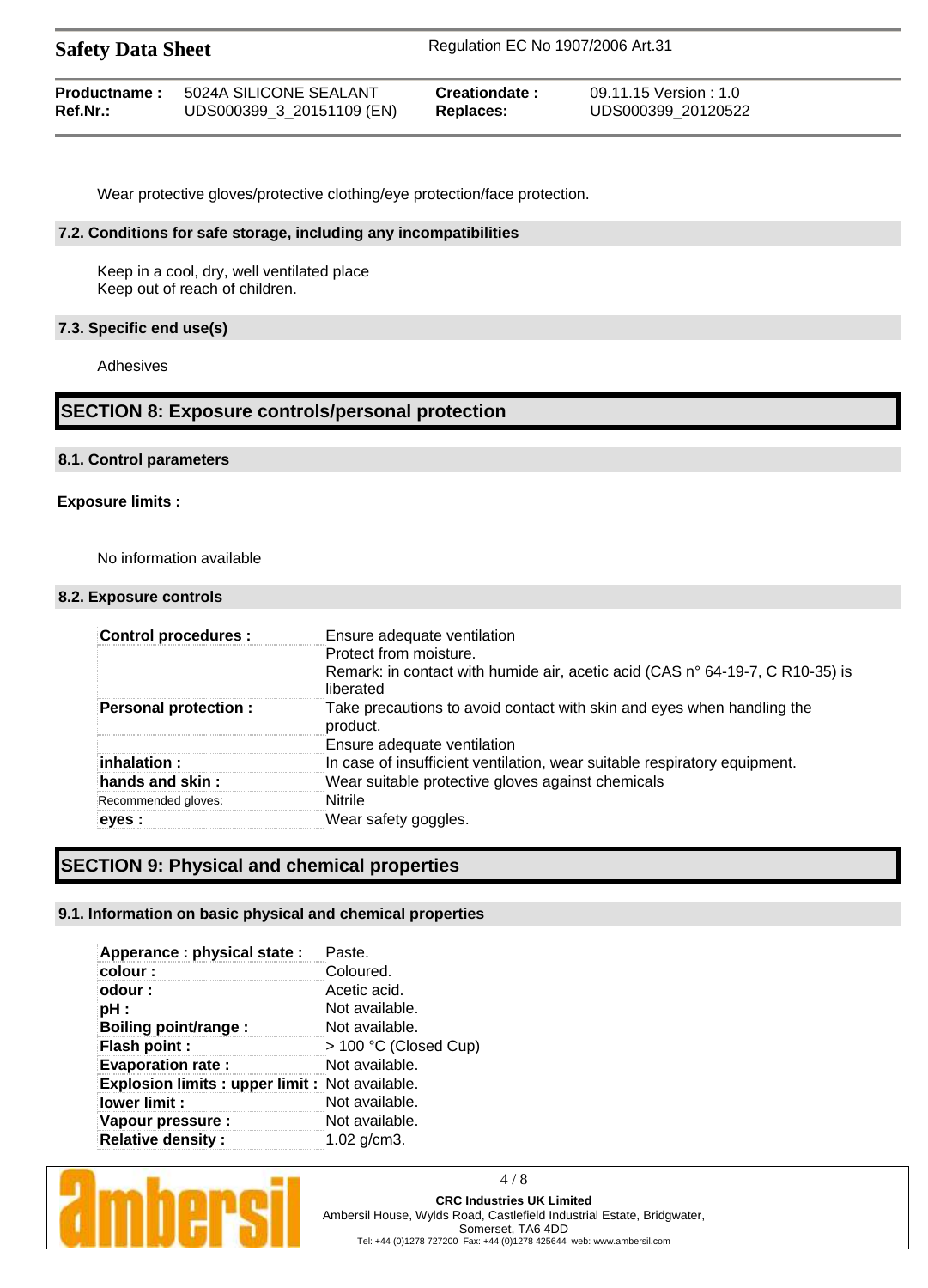Wear protective gloves/protective clothing/eye protection/face protection.

### 7.2. Conditions for safe storage, including any incompatibilities

Keep in a cool, dry, well ventilated place
Keep out of reach of children.

### 7.3. Specific end use(s)

Adhesives

## SECTION 8: Exposure controls/personal protection

### 8.1. Control parameters

**Exposure limits :**

No information available

### 8.2. Exposure controls

| | |
|---|---|
| **Control procedures :** | Ensure adequate ventilation<br>Protect from moisture.<br>Remark: in contact with humide air, acetic acid (CAS n° 64-19-7, C R10-35) is liberated |
| **Personal protection :** | Take precautions to avoid contact with skin and eyes when handling the product. |
| | Ensure adequate ventilation |
| **inhalation :** | In case of insufficient ventilation, wear suitable respiratory equipment. |
| **hands and skin :** | Wear suitable protective gloves against chemicals |
| Recommended gloves: | Nitrile |
| **eyes :** | Wear safety goggles. |

## SECTION 9: Physical and chemical properties

### 9.1. Information on basic physical and chemical properties

| | |
|---|---|
| **Apperance : physical state :** | Paste. |
| **colour :** | Coloured. |
| **odour :** | Acetic acid. |
| **pH :** | Not available. |
| **Boiling point/range :** | Not available. |
| **Flash point :** | > 100 °C (Closed Cup) |
| **Evaporation rate :** | Not available. |
| **Explosion limits : upper limit :** | Not available. |
| **lower limit :** | Not available. |
| **Vapour pressure :** | Not available. |
| **Relative density :** | 1.02 g/cm3. |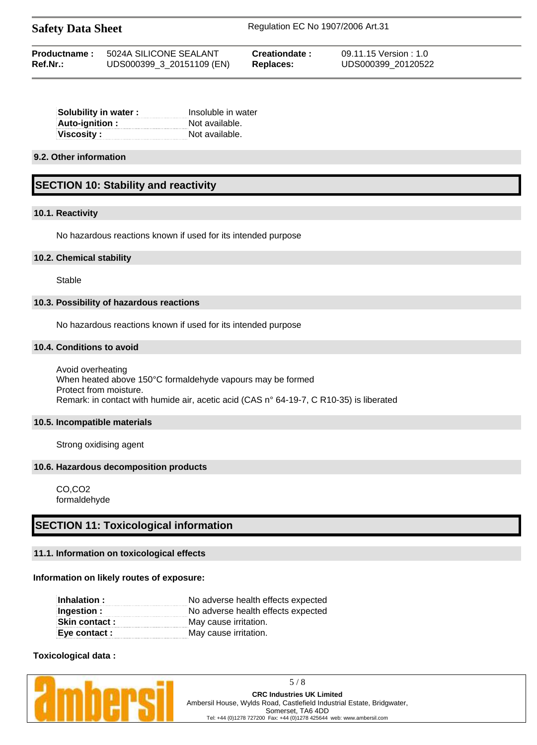| | |
|---|---|
| **Solubility in water :** | Insoluble in water |
| **Auto-ignition :** | Not available. |
| **Viscosity :** | Not available. |

### 9.2. Other information

## SECTION 10: Stability and reactivity

### 10.1. Reactivity

No hazardous reactions known if used for its intended purpose

### 10.2. Chemical stability

Stable

### 10.3. Possibility of hazardous reactions

No hazardous reactions known if used for its intended purpose

### 10.4. Conditions to avoid

Avoid overheating
When heated above 150°C formaldehyde vapours may be formed
Protect from moisture.
Remark: in contact with humide air, acetic acid (CAS n° 64-19-7, C R10-35) is liberated

### 10.5. Incompatible materials

Strong oxidising agent

### 10.6. Hazardous decomposition products

CO,$CO_2$
formaldehyde

## SECTION 11: Toxicological information

### 11.1. Information on toxicological effects

**Information on likely routes of exposure:**

| | |
|---|---|
| **Inhalation :** | No adverse health effects expected |
| **Ingestion :** | No adverse health effects expected |
| **Skin contact :** | May cause irritation. |
| **Eye contact :** | May cause irritation. |

**Toxicological data :**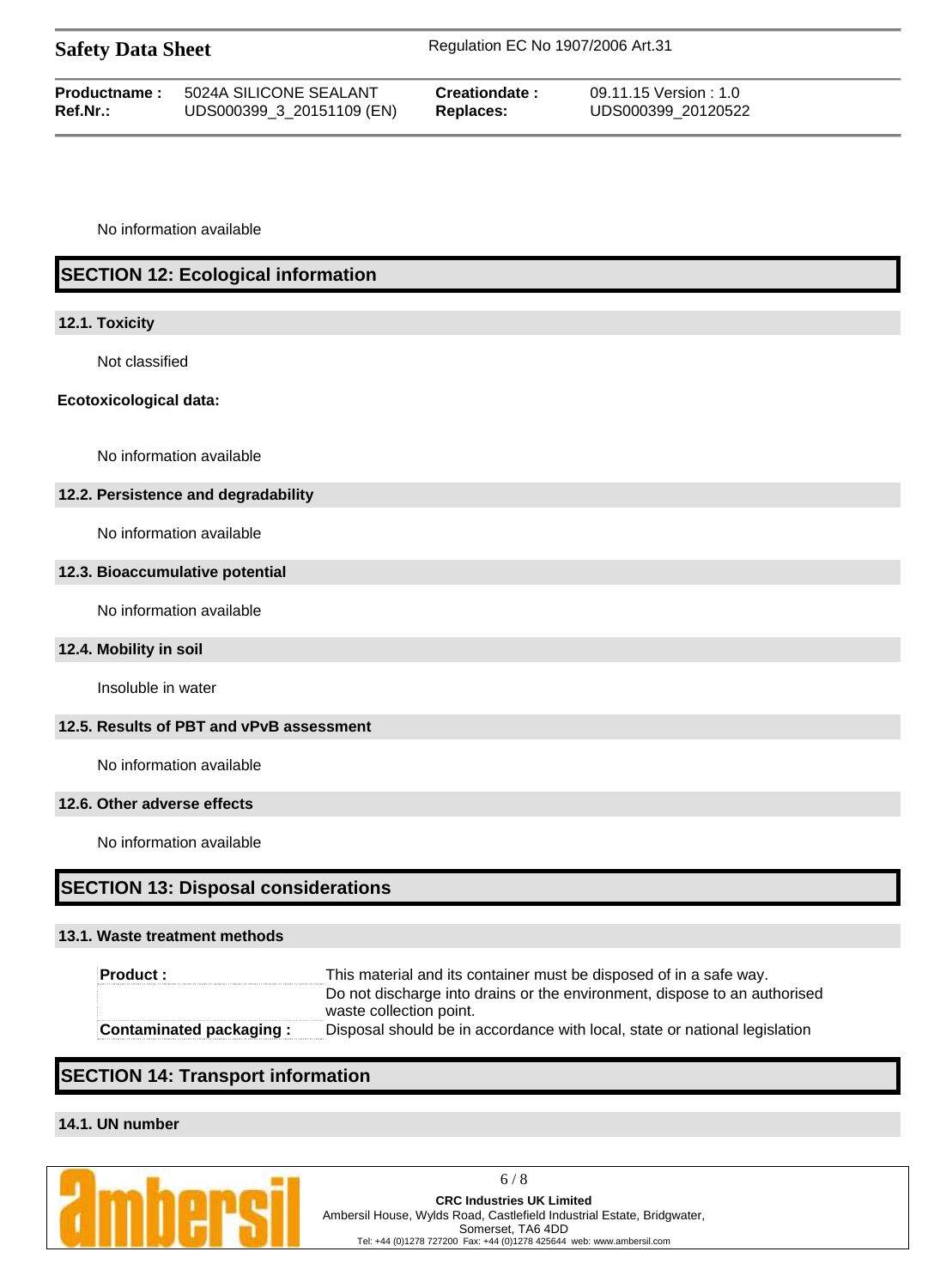No information available

## SECTION 12: Ecological information

### 12.1. Toxicity

Not classified

**Ecotoxicological data:**

No information available

### 12.2. Persistence and degradability

No information available

### 12.3. Bioaccumulative potential

No information available

### 12.4. Mobility in soil

Insoluble in water

### 12.5. Results of PBT and vPvB assessment

No information available

### 12.6. Other adverse effects

No information available

## SECTION 13: Disposal considerations

### 13.1. Waste treatment methods

| | |
|---|---|
| **Product :** | This material and its container must be disposed of in a safe way.<br>Do not discharge into drains or the environment, dispose to an authorised waste collection point. |
| **Contaminated packaging :** | Disposal should be in accordance with local, state or national legislation |

## SECTION 14: Transport information

### 14.1. UN number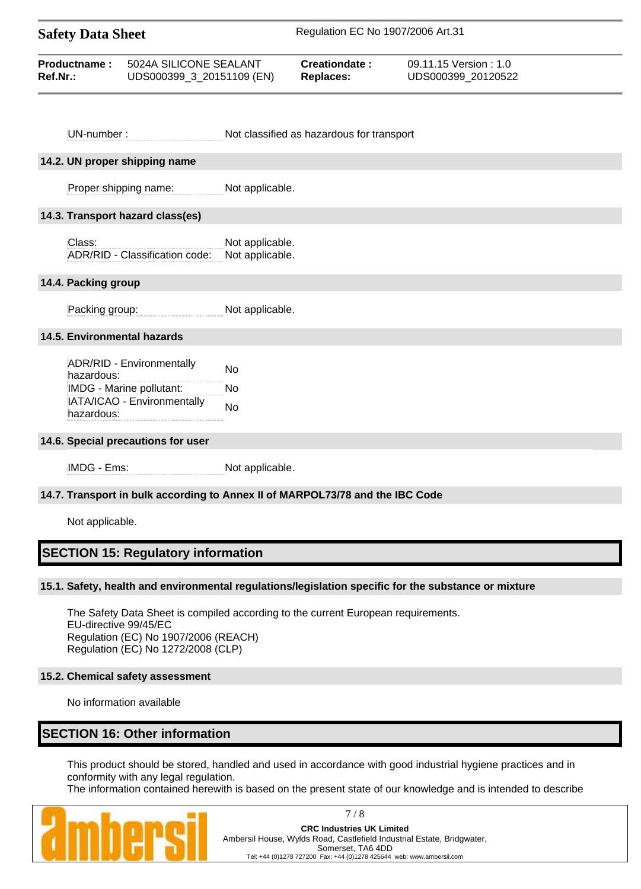| | |
|---|---|
| UN-number : | Not classified as hazardous for transport |

### 14.2. UN proper shipping name

| | |
|---|---|
| Proper shipping name: | Not applicable. |

### 14.3. Transport hazard class(es)

| | |
|---|---|
| Class: | Not applicable. |
| ADR/RID - Classification code: | Not applicable. |

### 14.4. Packing group

| | |
|---|---|
| Packing group: | Not applicable. |

### 14.5. Environmental hazards

| | |
|---|---|
| ADR/RID - Environmentally hazardous: | No |
| IMDG - Marine pollutant: | No |
| IATA/ICAO - Environmentally hazardous: | No |

### 14.6. Special precautions for user

| | |
|---|---|
| IMDG - Ems: | Not applicable. |

### 14.7. Transport in bulk according to Annex II of MARPOL73/78 and the IBC Code

Not applicable.

## SECTION 15: Regulatory information

### 15.1. Safety, health and environmental regulations/legislation specific for the substance or mixture

The Safety Data Sheet is compiled according to the current European requirements.
EU-directive 99/45/EC
Regulation (EC) No 1907/2006 (REACH)
Regulation (EC) No 1272/2008 (CLP)

### 15.2. Chemical safety assessment

No information available

## SECTION 16: Other information

This product should be stored, handled and used in accordance with good industrial hygiene practices and in conformity with any legal regulation.
The information contained herewith is based on the present state of our knowledge and is intended to describe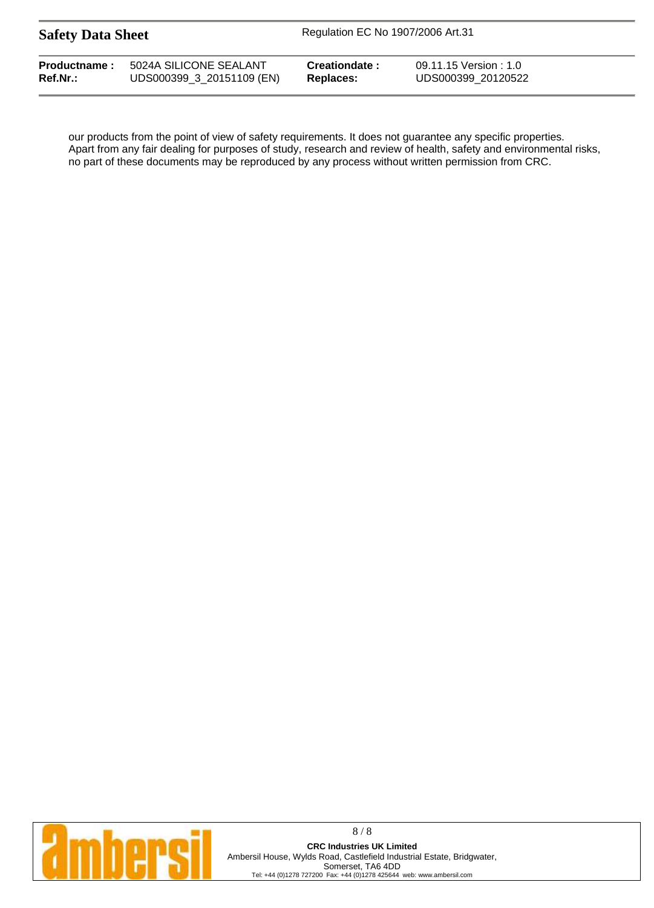our products from the point of view of safety requirements. It does not guarantee any specific properties.
Apart from any fair dealing for purposes of study, research and review of health, safety and environmental risks, no part of these documents may be reproduced by any process without written permission from CRC.